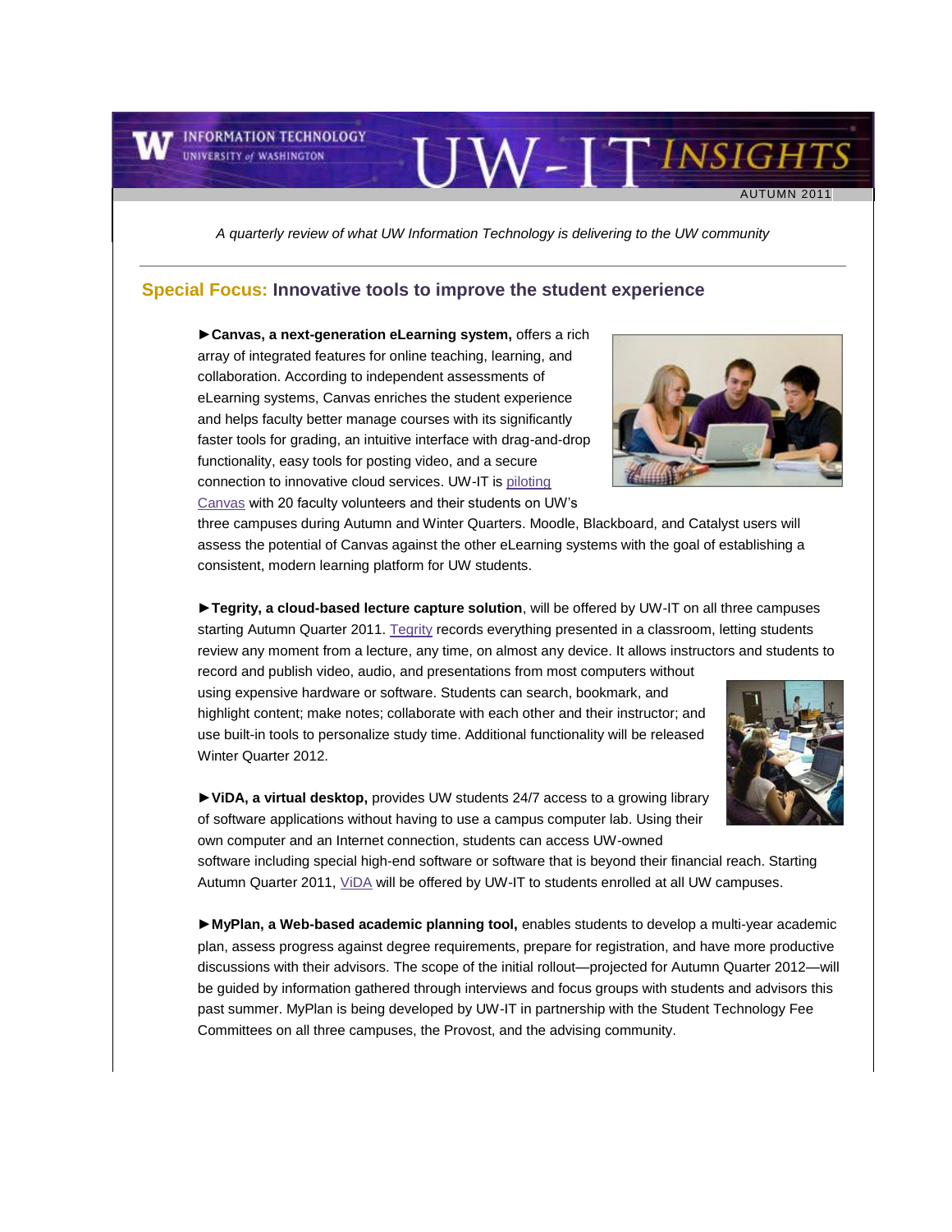# UW-IT INSIGHTS

INFORMATION TECHNOLOGY
UNIVERSITY of WASHINGTON

AUTUMN 2011

*A quarterly review of what UW Information Technology is delivering to the UW community*

## Special Focus: Innovative tools to improve the student experience

►**Canvas, a next-generation eLearning system,** offers a rich array of integrated features for online teaching, learning, and collaboration. According to independent assessments of eLearning systems, Canvas enriches the student experience and helps faculty better manage courses with its significantly faster tools for grading, an intuitive interface with drag-and-drop functionality, easy tools for posting video, and a secure connection to innovative cloud services. UW-IT is piloting Canvas with 20 faculty volunteers and their students on UW's three campuses during Autumn and Winter Quarters. Moodle, Blackboard, and Catalyst users will assess the potential of Canvas against the other eLearning systems with the goal of establishing a consistent, modern learning platform for UW students.

►**Tegrity, a cloud-based lecture capture solution**, will be offered by UW-IT on all three campuses starting Autumn Quarter 2011. Tegrity records everything presented in a classroom, letting students review any moment from a lecture, any time, on almost any device. It allows instructors and students to record and publish video, audio, and presentations from most computers without using expensive hardware or software. Students can search, bookmark, and highlight content; make notes; collaborate with each other and their instructor; and use built-in tools to personalize study time. Additional functionality will be released Winter Quarter 2012.

►**ViDA, a virtual desktop,** provides UW students 24/7 access to a growing library of software applications without having to use a campus computer lab. Using their own computer and an Internet connection, students can access UW-owned software including special high-end software or software that is beyond their financial reach. Starting Autumn Quarter 2011, ViDA will be offered by UW-IT to students enrolled at all UW campuses.

►**MyPlan, a Web-based academic planning tool,** enables students to develop a multi-year academic plan, assess progress against degree requirements, prepare for registration, and have more productive discussions with their advisors. The scope of the initial rollout—projected for Autumn Quarter 2012—will be guided by information gathered through interviews and focus groups with students and advisors this past summer. MyPlan is being developed by UW-IT in partnership with the Student Technology Fee Committees on all three campuses, the Provost, and the advising community.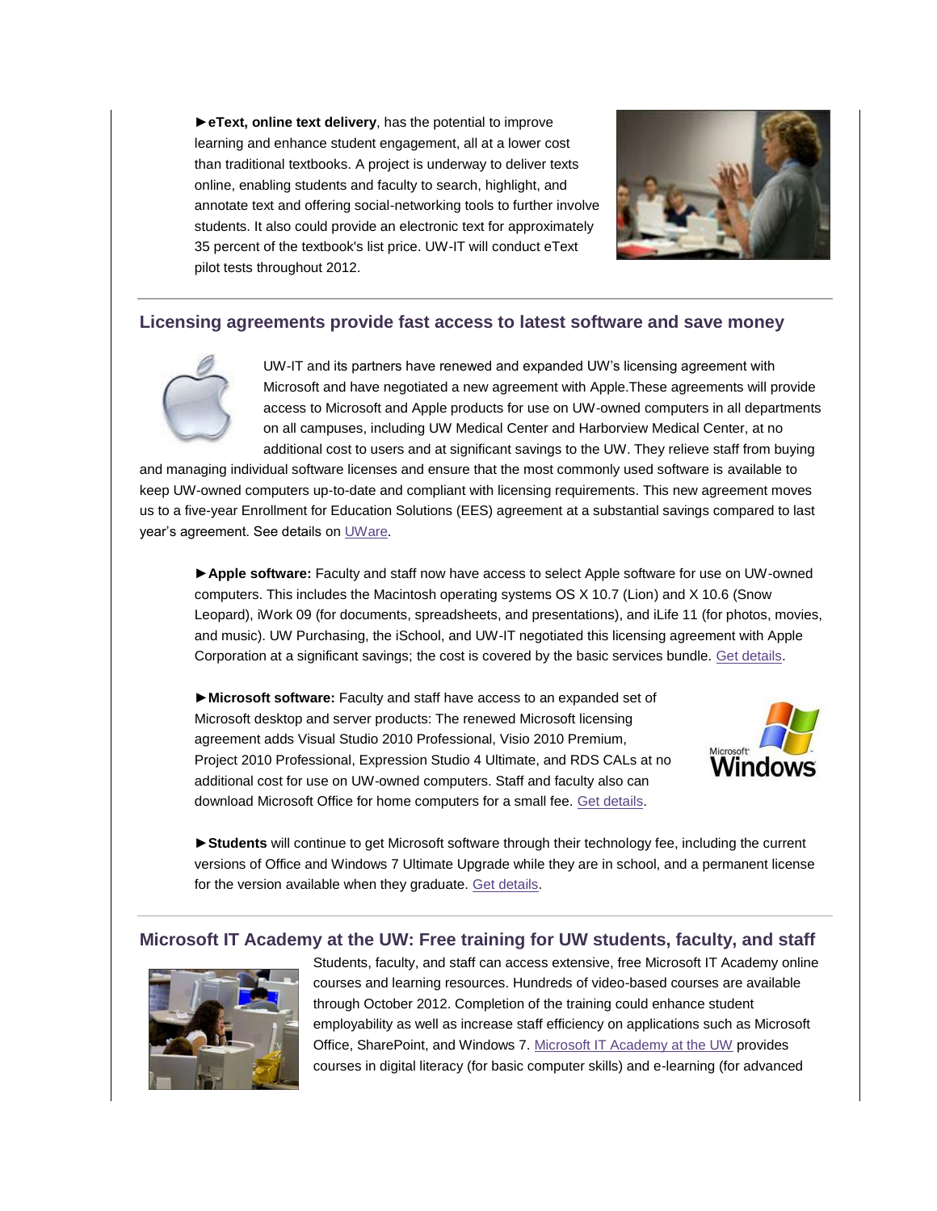►**eText, online text delivery**, has the potential to improve learning and enhance student engagement, all at a lower cost than traditional textbooks. A project is underway to deliver texts online, enabling students and faculty to search, highlight, and annotate text and offering social-networking tools to further involve students. It also could provide an electronic text for approximately 35 percent of the textbook's list price. UW-IT will conduct eText pilot tests throughout 2012.

---

## Licensing agreements provide fast access to latest software and save money

UW-IT and its partners have renewed and expanded UW's licensing agreement with Microsoft and have negotiated a new agreement with Apple.These agreements will provide access to Microsoft and Apple products for use on UW-owned computers in all departments on all campuses, including UW Medical Center and Harborview Medical Center, at no additional cost to users and at significant savings to the UW. They relieve staff from buying and managing individual software licenses and ensure that the most commonly used software is available to keep UW-owned computers up-to-date and compliant with licensing requirements. This new agreement moves us to a five-year Enrollment for Education Solutions (EES) agreement at a substantial savings compared to last year's agreement. See details on UWare.

►**Apple software:** Faculty and staff now have access to select Apple software for use on UW-owned computers. This includes the Macintosh operating systems OS X 10.7 (Lion) and X 10.6 (Snow Leopard), iWork 09 (for documents, spreadsheets, and presentations), and iLife 11 (for photos, movies, and music). UW Purchasing, the iSchool, and UW-IT negotiated this licensing agreement with Apple Corporation at a significant savings; the cost is covered by the basic services bundle. Get details.

►**Microsoft software:** Faculty and staff have access to an expanded set of Microsoft desktop and server products: The renewed Microsoft licensing agreement adds Visual Studio 2010 Professional, Visio 2010 Premium, Project 2010 Professional, Expression Studio 4 Ultimate, and RDS CALs at no additional cost for use on UW-owned computers. Staff and faculty also can download Microsoft Office for home computers for a small fee. Get details.

►**Students** will continue to get Microsoft software through their technology fee, including the current versions of Office and Windows 7 Ultimate Upgrade while they are in school, and a permanent license for the version available when they graduate. Get details.

---

## Microsoft IT Academy at the UW: Free training for UW students, faculty, and staff

Students, faculty, and staff can access extensive, free Microsoft IT Academy online courses and learning resources. Hundreds of video-based courses are available through October 2012. Completion of the training could enhance student employability as well as increase staff efficiency on applications such as Microsoft Office, SharePoint, and Windows 7. Microsoft IT Academy at the UW provides courses in digital literacy (for basic computer skills) and e-learning (for advanced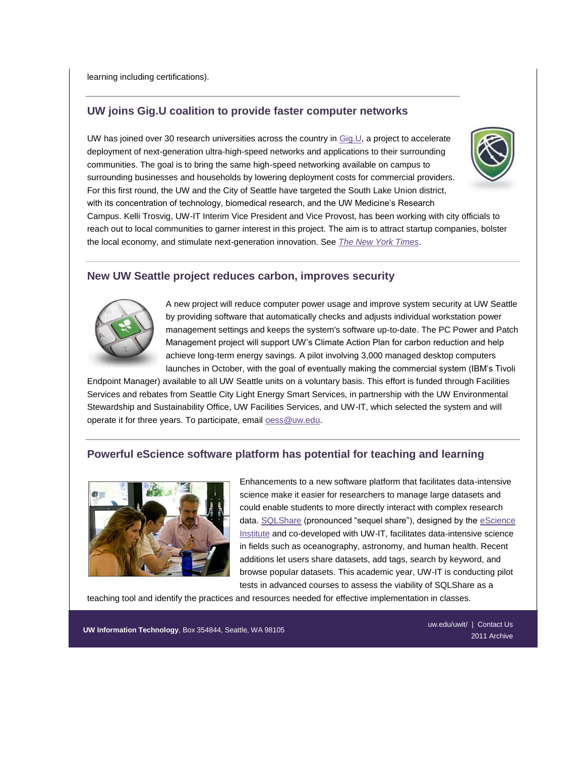learning including certifications).

## UW joins Gig.U coalition to provide faster computer networks

UW has joined over 30 research universities across the country in Gig.U, a project to accelerate deployment of next-generation ultra-high-speed networks and applications to their surrounding communities. The goal is to bring the same high-speed networking available on campus to surrounding businesses and households by lowering deployment costs for commercial providers. For this first round, the UW and the City of Seattle have targeted the South Lake Union district, with its concentration of technology, biomedical research, and the UW Medicine's Research Campus. Kelli Trosvig, UW-IT Interim Vice President and Vice Provost, has been working with city officials to reach out to local communities to garner interest in this project. The aim is to attract startup companies, bolster the local economy, and stimulate next-generation innovation. See *The New York Times*.

## New UW Seattle project reduces carbon, improves security

A new project will reduce computer power usage and improve system security at UW Seattle by providing software that automatically checks and adjusts individual workstation power management settings and keeps the system's software up-to-date. The PC Power and Patch Management project will support UW's Climate Action Plan for carbon reduction and help achieve long-term energy savings. A pilot involving 3,000 managed desktop computers launches in October, with the goal of eventually making the commercial system (IBM's Tivoli Endpoint Manager) available to all UW Seattle units on a voluntary basis. This effort is funded through Facilities Services and rebates from Seattle City Light Energy Smart Services, in partnership with the UW Environmental Stewardship and Sustainability Office, UW Facilities Services, and UW-IT, which selected the system and will operate it for three years. To participate, email oess@uw.edu.

## Powerful eScience software platform has potential for teaching and learning

Enhancements to a new software platform that facilitates data-intensive science make it easier for researchers to manage large datasets and could enable students to more directly interact with complex research data. SQLShare (pronounced "sequel share"), designed by the eScience Institute and co-developed with UW-IT, facilitates data-intensive science in fields such as oceanography, astronomy, and human health. Recent additions let users share datasets, add tags, search by keyword, and browse popular datasets. This academic year, UW-IT is conducting pilot tests in advanced courses to assess the viability of SQLShare as a teaching tool and identify the practices and resources needed for effective implementation in classes.

**UW Information Technology**, Box 354844, Seattle, WA 98105

uw.edu/uwit/ | Contact Us
2011 Archive